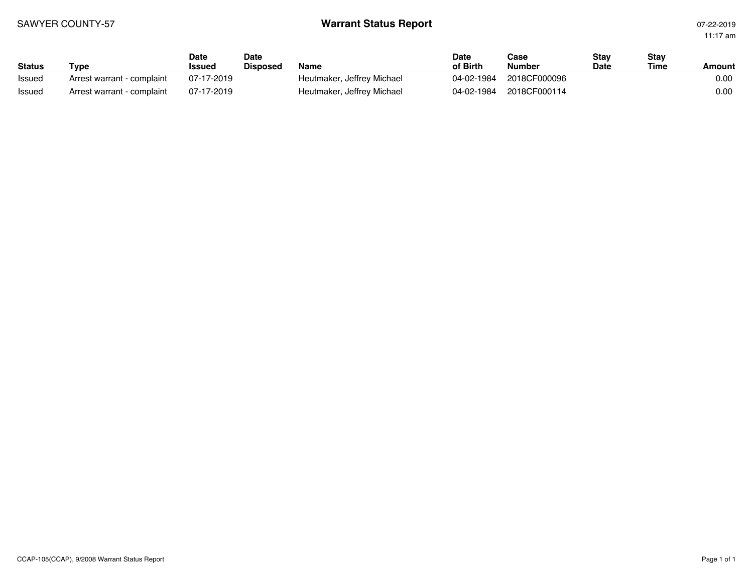SAWYER COUNTY-57

# Warrant Status Report

07-22-2019
11:17 am

| Status | Type | Date Issued | Date Disposed | Name | Date of Birth | Case Number | Stay Date | Stay Time | Amount |
|---|---|---|---|---|---|---|---|---|---|
| Issued | Arrest warrant - complaint | 07-17-2019 | | Heutmaker, Jeffrey Michael | 04-02-1984 | 2018CF000096 | | | 0.00 |
| Issued | Arrest warrant - complaint | 07-17-2019 | | Heutmaker, Jeffrey Michael | 04-02-1984 | 2018CF000114 | | | 0.00 |

CCAP-105(CCAP), 9/2008 Warrant Status Report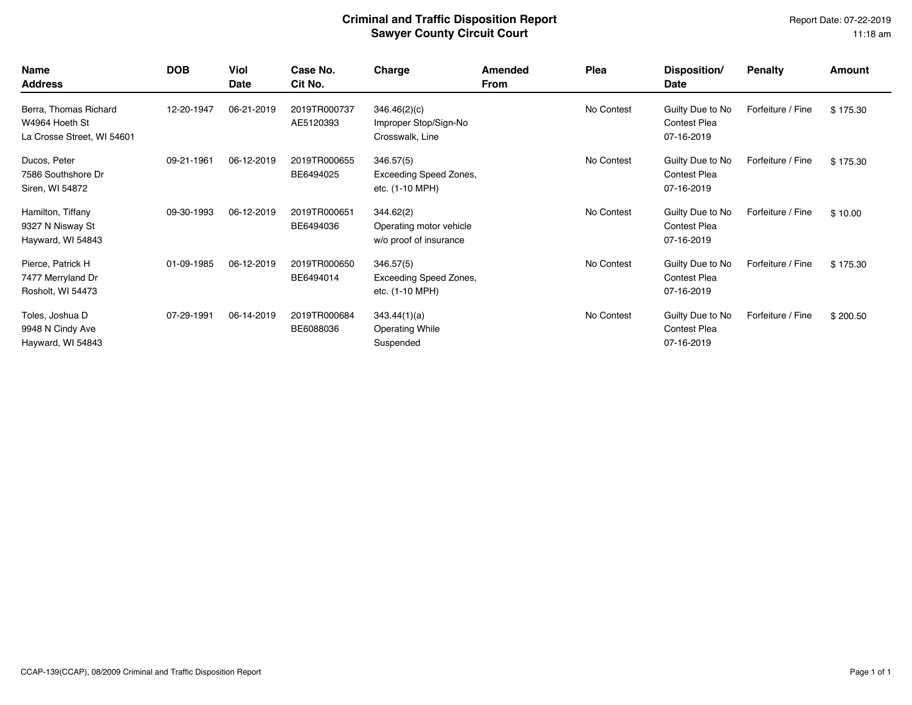# Criminal and Traffic Disposition Report
## Sawyer County Circuit Court

Report Date: 07-22-2019
11:18 am

| Name Address | DOB | Viol Date | Case No. Cit No. | Charge | Amended From | Plea | Disposition/ Date | Penalty | Amount |
|---|---|---|---|---|---|---|---|---|---|
| Berra, Thomas Richard W4964 Hoeth St La Crosse Street, WI 54601 | 12-20-1947 | 06-21-2019 | 2019TR000737 AE5120393 | 346.46(2)(c) Improper Stop/Sign-No Crosswalk, Line | | No Contest | Guilty Due to No Contest Plea 07-16-2019 | Forfeiture / Fine | $ 175.30 |
| Ducos, Peter 7586 Southshore Dr Siren, WI 54872 | 09-21-1961 | 06-12-2019 | 2019TR000655 BE6494025 | 346.57(5) Exceeding Speed Zones, etc. (1-10 MPH) | | No Contest | Guilty Due to No Contest Plea 07-16-2019 | Forfeiture / Fine | $ 175.30 |
| Hamilton, Tiffany 9327 N Nisway St Hayward, WI 54843 | 09-30-1993 | 06-12-2019 | 2019TR000651 BE6494036 | 344.62(2) Operating motor vehicle w/o proof of insurance | | No Contest | Guilty Due to No Contest Plea 07-16-2019 | Forfeiture / Fine | $ 10.00 |
| Pierce, Patrick H 7477 Merryland Dr Rosholt, WI 54473 | 01-09-1985 | 06-12-2019 | 2019TR000650 BE6494014 | 346.57(5) Exceeding Speed Zones, etc. (1-10 MPH) | | No Contest | Guilty Due to No Contest Plea 07-16-2019 | Forfeiture / Fine | $ 175.30 |
| Toles, Joshua D 9948 N Cindy Ave Hayward, WI 54843 | 07-29-1991 | 06-14-2019 | 2019TR000684 BE6088036 | 343.44(1)(a) Operating While Suspended | | No Contest | Guilty Due to No Contest Plea 07-16-2019 | Forfeiture / Fine | $ 200.50 |

CCAP-139(CCAP), 08/2009 Criminal and Traffic Disposition Report